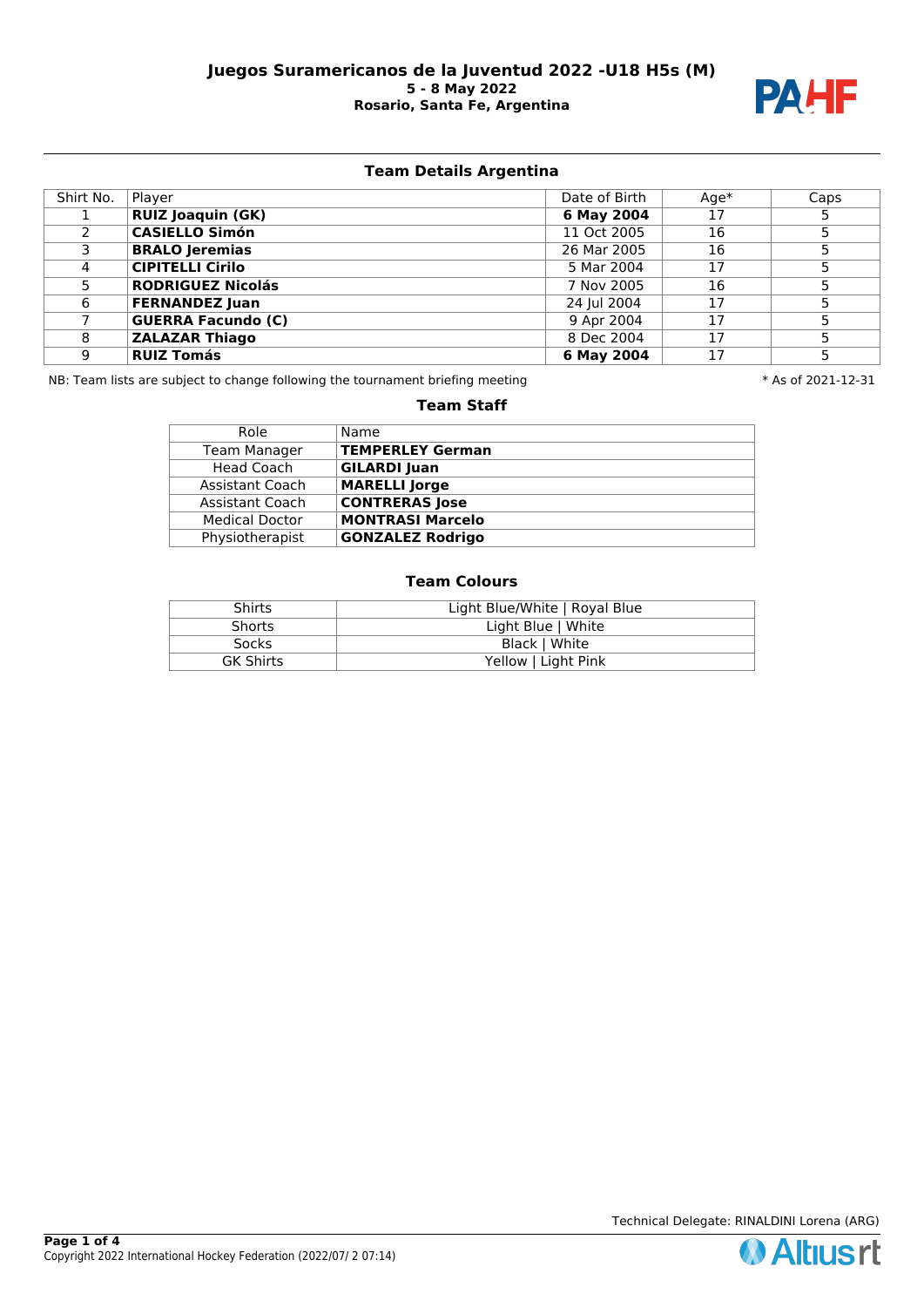# Juegos Suramericanos de la Juventud 2022 -U18 H5s (M)

**5 - 8 May 2022**

**Rosario, Santa Fe, Argentina**

## Team Details Argentina

| Shirt No. | Player | Date of Birth | Age* | Caps |
|---|---|---|---|---|
| 1 | **RUIZ Joaquin (GK)** | **6 May 2004** | 17 | 5 |
| 2 | **CASIELLO Simón** | 11 Oct 2005 | 16 | 5 |
| 3 | **BRALO Jeremias** | 26 Mar 2005 | 16 | 5 |
| 4 | **CIPITELLI Cirilo** | 5 Mar 2004 | 17 | 5 |
| 5 | **RODRIGUEZ Nicolás** | 7 Nov 2005 | 16 | 5 |
| 6 | **FERNANDEZ Juan** | 24 Jul 2004 | 17 | 5 |
| 7 | **GUERRA Facundo (C)** | 9 Apr 2004 | 17 | 5 |
| 8 | **ZALAZAR Thiago** | 8 Dec 2004 | 17 | 5 |
| 9 | **RUIZ Tomás** | **6 May 2004** | 17 | 5 |

NB: Team lists are subject to change following the tournament briefing meeting

* As of 2021-12-31

### Team Staff

| Role | Name |
|---|---|
| Team Manager | **TEMPERLEY German** |
| Head Coach | **GILARDI Juan** |
| Assistant Coach | **MARELLI Jorge** |
| Assistant Coach | **CONTRERAS Jose** |
| Medical Doctor | **MONTRASI Marcelo** |
| Physiotherapist | **GONZALEZ Rodrigo** |

### Team Colours

| | |
|---|---|
| Shirts | Light Blue/White \| Royal Blue |
| Shorts | Light Blue \| White |
| Socks | Black \| White |
| GK Shirts | Yellow \| Light Pink |

Technical Delegate: RINALDINI Lorena (ARG)

Copyright 2022 International Hockey Federation (2022/07/ 2 07:14)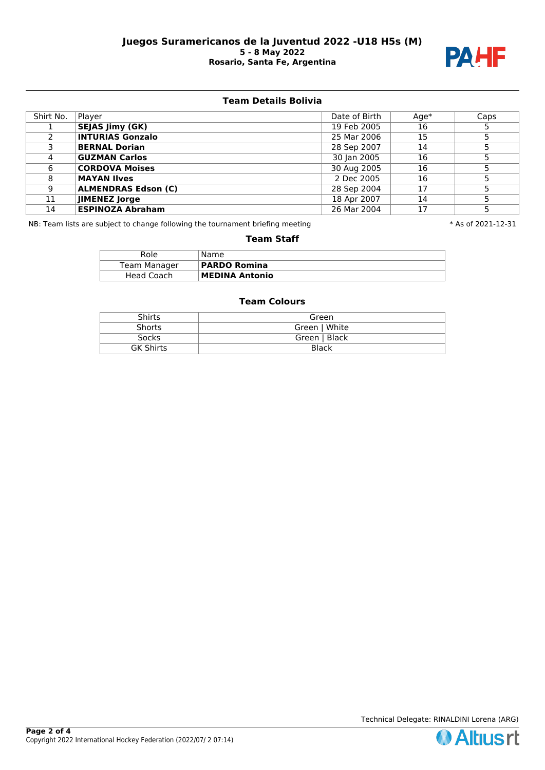# Juegos Suramericanos de la Juventud 2022 -U18 H5s (M)

**5 - 8 May 2022**

**Rosario, Santa Fe, Argentina**

## Team Details Bolivia

| Shirt No. | Player | Date of Birth | Age* | Caps |
|---|---|---|---|---|
| 1 | **SEJAS Jimy (GK)** | 19 Feb 2005 | 16 | 5 |
| 2 | **INTURIAS Gonzalo** | 25 Mar 2006 | 15 | 5 |
| 3 | **BERNAL Dorian** | 28 Sep 2007 | 14 | 5 |
| 4 | **GUZMAN Carlos** | 30 Jan 2005 | 16 | 5 |
| 6 | **CORDOVA Moises** | 30 Aug 2005 | 16 | 5 |
| 8 | **MAYAN Ilves** | 2 Dec 2005 | 16 | 5 |
| 9 | **ALMENDRAS Edson (C)** | 28 Sep 2004 | 17 | 5 |
| 11 | **JIMENEZ Jorge** | 18 Apr 2007 | 14 | 5 |
| 14 | **ESPINOZA Abraham** | 26 Mar 2004 | 17 | 5 |

NB: Team lists are subject to change following the tournament briefing meeting

* As of 2021-12-31

### Team Staff

| Role | Name |
|---|---|
| Team Manager | **PARDO Romina** |
| Head Coach | **MEDINA Antonio** |

### Team Colours

| | |
|---|---|
| Shirts | Green |
| Shorts | Green \| White |
| Socks | Green \| Black |
| GK Shirts | Black |

Technical Delegate: RINALDINI Lorena (ARG)

Copyright 2022 International Hockey Federation (2022/07/ 2 07:14)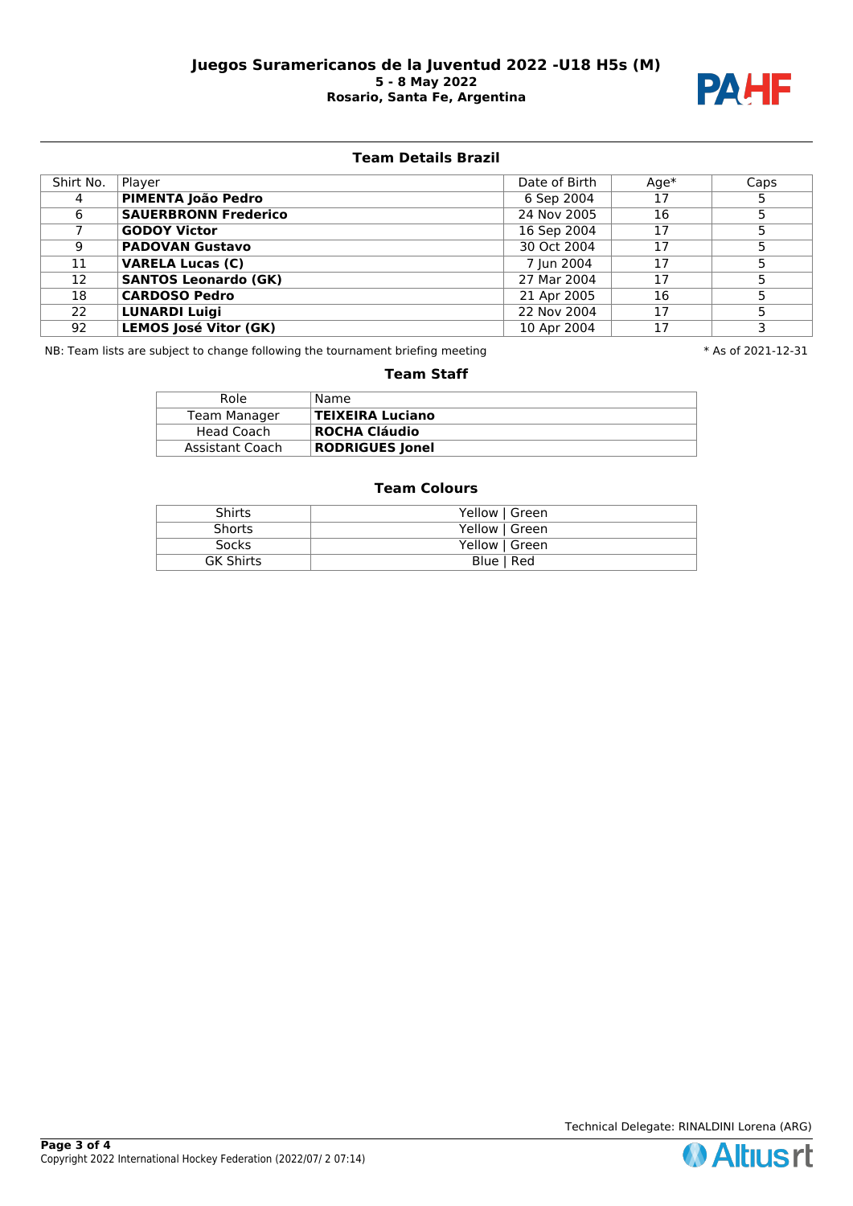# Juegos Suramericanos de la Juventud 2022 -U18 H5s (M)

**5 - 8 May 2022**
**Rosario, Santa Fe, Argentina**

## Team Details Brazil

| Shirt No. | Player | Date of Birth | Age* | Caps |
|---|---|---|---|---|
| 4 | **PIMENTA João Pedro** | 6 Sep 2004 | 17 | 5 |
| 6 | **SAUERBRONN Frederico** | 24 Nov 2005 | 16 | 5 |
| 7 | **GODOY Victor** | 16 Sep 2004 | 17 | 5 |
| 9 | **PADOVAN Gustavo** | 30 Oct 2004 | 17 | 5 |
| 11 | **VARELA Lucas (C)** | 7 Jun 2004 | 17 | 5 |
| 12 | **SANTOS Leonardo (GK)** | 27 Mar 2004 | 17 | 5 |
| 18 | **CARDOSO Pedro** | 21 Apr 2005 | 16 | 5 |
| 22 | **LUNARDI Luigi** | 22 Nov 2004 | 17 | 5 |
| 92 | **LEMOS José Vitor (GK)** | 10 Apr 2004 | 17 | 3 |

NB: Team lists are subject to change following the tournament briefing meeting

* As of 2021-12-31

## Team Staff

| Role | Name |
|---|---|
| Team Manager | **TEIXEIRA Luciano** |
| Head Coach | **ROCHA Cláudio** |
| Assistant Coach | **RODRIGUES Jonel** |

## Team Colours

| | |
|---|---|
| Shirts | Yellow \| Green |
| Shorts | Yellow \| Green |
| Socks | Yellow \| Green |
| GK Shirts | Blue \| Red |

Technical Delegate: RINALDINI Lorena (ARG)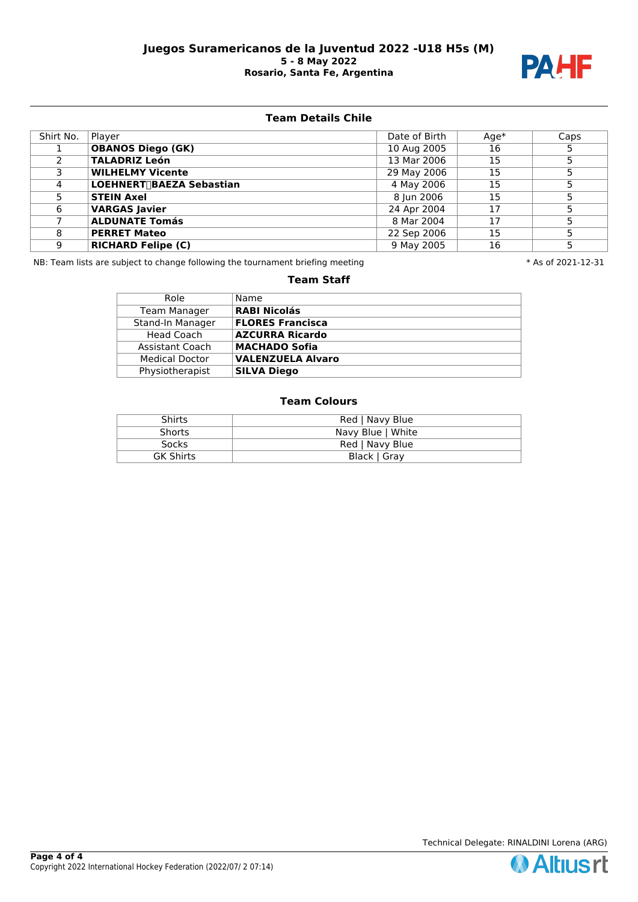# Juegos Suramericanos de la Juventud 2022 -U18 H5s (M)
**5 - 8 May 2022**
**Rosario, Santa Fe, Argentina**

## Team Details Chile

| Shirt No. | Player | Date of Birth | Age* | Caps |
|---|---|---|---|---|
| 1 | **OBANOS Diego (GK)** | 10 Aug 2005 | 16 | 5 |
| 2 | **TALADRIZ León** | 13 Mar 2006 | 15 | 5 |
| 3 | **WILHELMY Vicente** | 29 May 2006 | 15 | 5 |
| 4 | **LOEHNERT BAEZA Sebastian** | 4 May 2006 | 15 | 5 |
| 5 | **STEIN Axel** | 8 Jun 2006 | 15 | 5 |
| 6 | **VARGAS Javier** | 24 Apr 2004 | 17 | 5 |
| 7 | **ALDUNATE Tomás** | 8 Mar 2004 | 17 | 5 |
| 8 | **PERRET Mateo** | 22 Sep 2006 | 15 | 5 |
| 9 | **RICHARD Felipe (C)** | 9 May 2005 | 16 | 5 |

NB: Team lists are subject to change following the tournament briefing meeting

* As of 2021-12-31

## Team Staff

| Role | Name |
|---|---|
| Team Manager | **RABI Nicolás** |
| Stand-In Manager | **FLORES Francisca** |
| Head Coach | **AZCURRA Ricardo** |
| Assistant Coach | **MACHADO Sofia** |
| Medical Doctor | **VALENZUELA Alvaro** |
| Physiotherapist | **SILVA Diego** |

## Team Colours

| | |
|---|---|
| Shirts | Red \| Navy Blue |
| Shorts | Navy Blue \| White |
| Socks | Red \| Navy Blue |
| GK Shirts | Black \| Gray |

Technical Delegate: RINALDINI Lorena (ARG)

Copyright 2022 International Hockey Federation (2022/07/ 2 07:14)